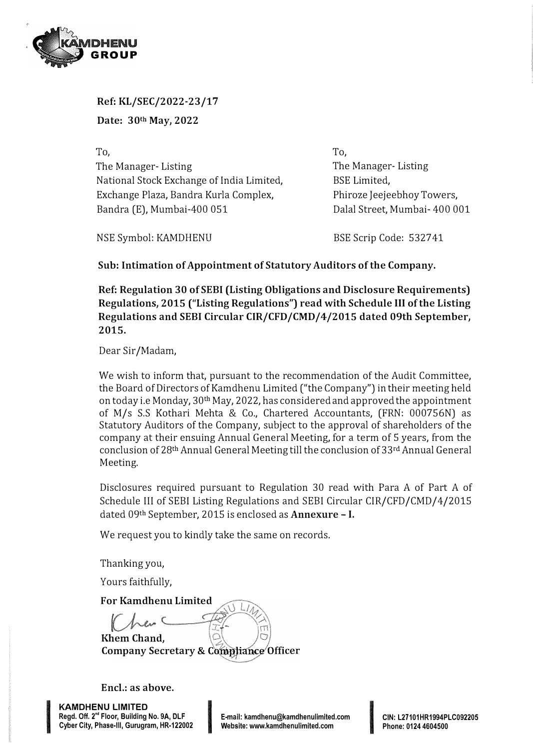**Ref: KL/SEC/2022-23/17**

**Date: 30th May, 2022**

To,
The Manager- Listing
National Stock Exchange of India Limited,
Exchange Plaza, Bandra Kurla Complex,
Bandra (E), Mumbai-400 051

NSE Symbol: KAMDHENU

To,
The Manager- Listing
BSE Limited,
Phiroze Jeejeebhoy Towers,
Dalal Street, Mumbai- 400 001

BSE Scrip Code: 532741

**Sub: Intimation of Appointment of Statutory Auditors of the Company.**

**Ref: Regulation 30 of SEBI (Listing Obligations and Disclosure Requirements) Regulations, 2015 ("Listing Regulations") read with Schedule III of the Listing Regulations and SEBI Circular CIR/CFD/CMD/4/2015 dated 09th September, 2015.**

Dear Sir/Madam,

We wish to inform that, pursuant to the recommendation of the Audit Committee, the Board of Directors of Kamdhenu Limited ("the Company") in their meeting held on today i.e Monday, 30th May, 2022, has considered and approved the appointment of M/s S.S Kothari Mehta & Co., Chartered Accountants, (FRN: 000756N) as Statutory Auditors of the Company, subject to the approval of shareholders of the company at their ensuing Annual General Meeting, for a term of 5 years, from the conclusion of 28th Annual General Meeting till the conclusion of 33rd Annual General Meeting.

Disclosures required pursuant to Regulation 30 read with Para A of Part A of Schedule III of SEBI Listing Regulations and SEBI Circular CIR/CFD/CMD/4/2015 dated 09th September, 2015 is enclosed as **Annexure – I.**

We request you to kindly take the same on records.

Thanking you,

Yours faithfully,

**For Kamdhenu Limited**

**Khem Chand,**
**Company Secretary & Compliance Officer**

**Encl.: as above.**

**KAMDHENU LIMITED**
**Regd. Off. 2nd Floor, Building No. 9A, DLF Cyber City, Phase-III, Gurugram, HR-122002**
**E-mail: kamdhenu@kamdhenulimited.com**
**Website: www.kamdhenulimited.com**
**CIN: L27101HR1994PLC092205**
**Phone: 0124 4604500**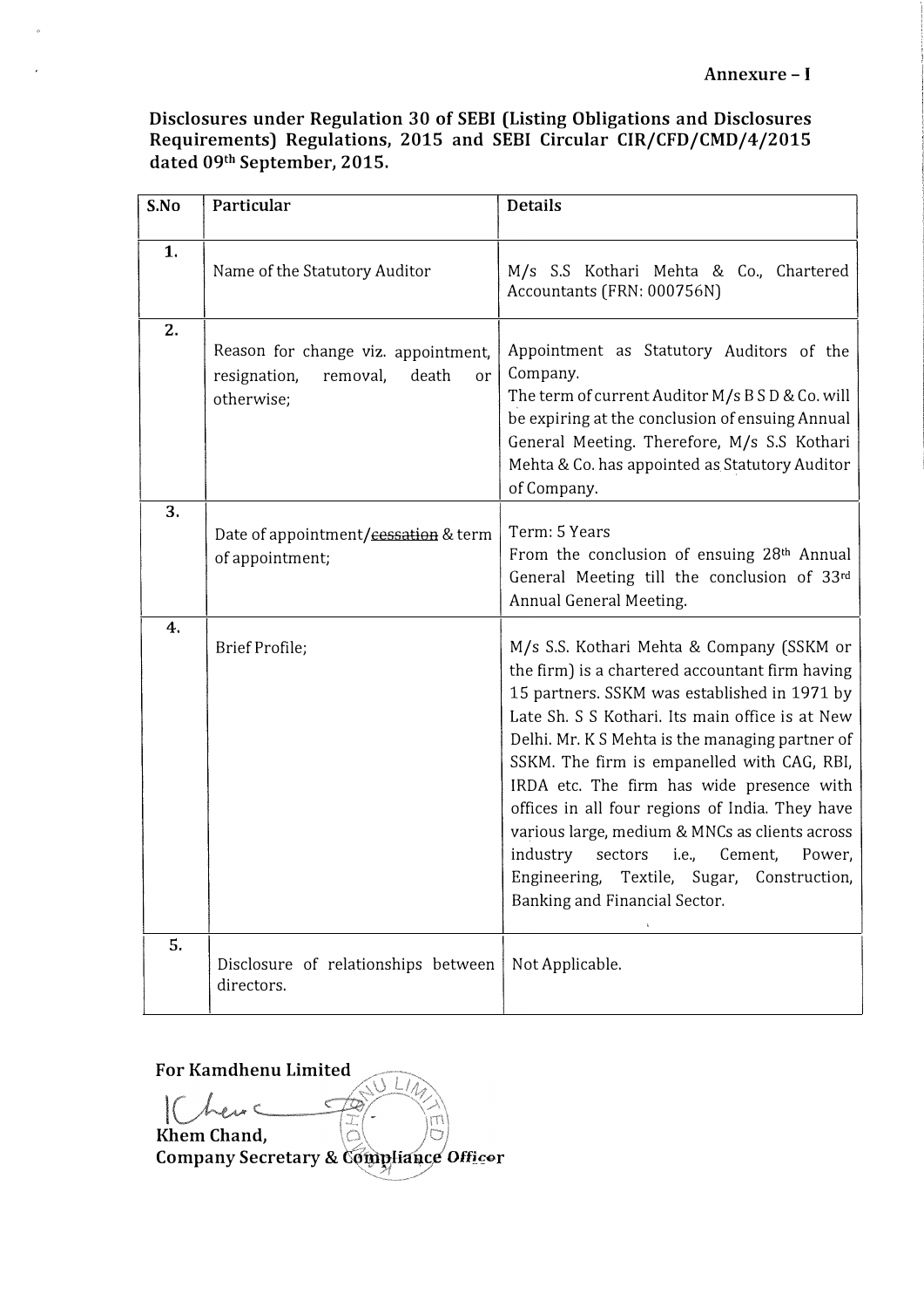**Annexure – I**

**Disclosures under Regulation 30 of SEBI (Listing Obligations and Disclosures Requirements) Regulations, 2015 and SEBI Circular CIR/CFD/CMD/4/2015 dated 09th September, 2015.**

| S.No | Particular | Details |
|---|---|---|
| 1. | Name of the Statutory Auditor | M/s S.S Kothari Mehta & Co., Chartered Accountants (FRN: 000756N) |
| 2. | Reason for change viz. appointment, resignation, removal, death or otherwise; | Appointment as Statutory Auditors of the Company. The term of current Auditor M/s B S D & Co. will be expiring at the conclusion of ensuing Annual General Meeting. Therefore, M/s S.S Kothari Mehta & Co. has appointed as Statutory Auditor of Company. |
| 3. | Date of appointment/~~cessation~~ & term of appointment; | Term: 5 Years<br>From the conclusion of ensuing 28th Annual General Meeting till the conclusion of 33rd Annual General Meeting. |
| 4. | Brief Profile; | M/s S.S. Kothari Mehta & Company (SSKM or the firm) is a chartered accountant firm having 15 partners. SSKM was established in 1971 by Late Sh. S S Kothari. Its main office is at New Delhi. Mr. K S Mehta is the managing partner of SSKM. The firm is empanelled with CAG, RBI, IRDA etc. The firm has wide presence with offices in all four regions of India. They have various large, medium & MNCs as clients across industry sectors i.e., Cement, Power, Engineering, Textile, Sugar, Construction, Banking and Financial Sector. |
| 5. | Disclosure of relationships between directors. | Not Applicable. |

**For Kamdhenu Limited**

**Khem Chand,**
**Company Secretary & Compliance Officer**